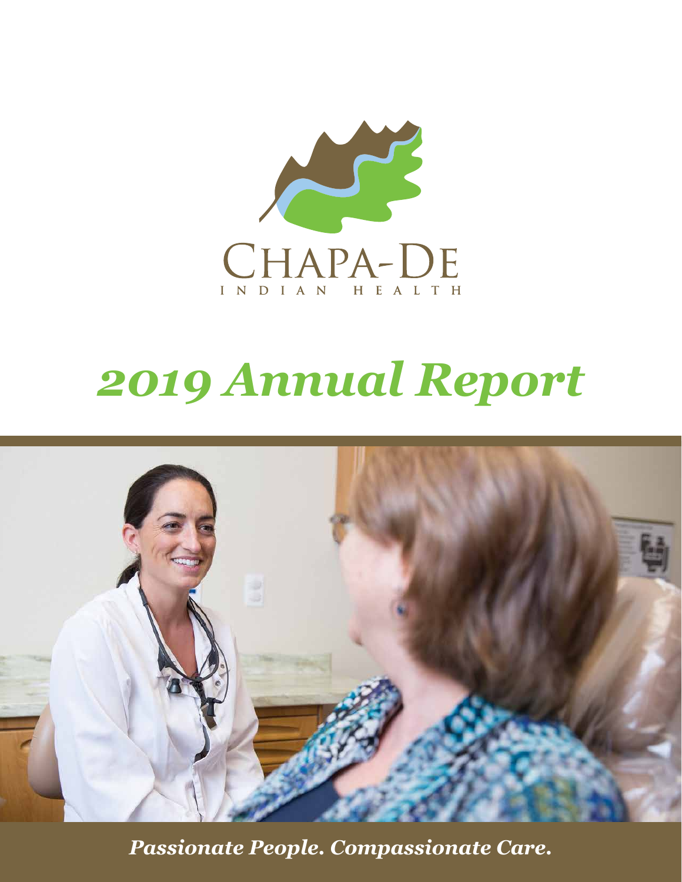CHAPA-DE

INDIAN HEALTH

# *2019 Annual Report*

***Passionate People. Compassionate Care.***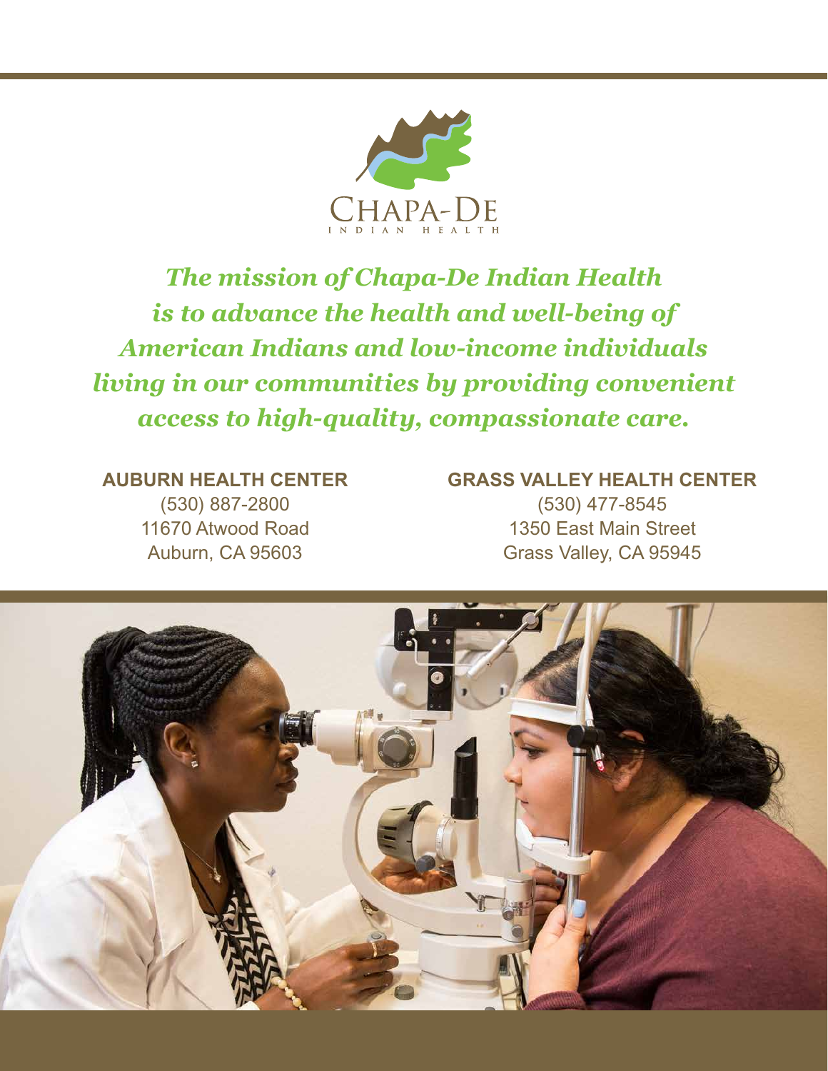CHAPA-DE
INDIAN HEALTH

***The mission of Chapa-De Indian Health is to advance the health and well-being of American Indians and low-income individuals living in our communities by providing convenient access to high-quality, compassionate care.***

**AUBURN HEALTH CENTER**
(530) 887-2800
11670 Atwood Road
Auburn, CA 95603

**GRASS VALLEY HEALTH CENTER**
(530) 477-8545
1350 East Main Street
Grass Valley, CA 95945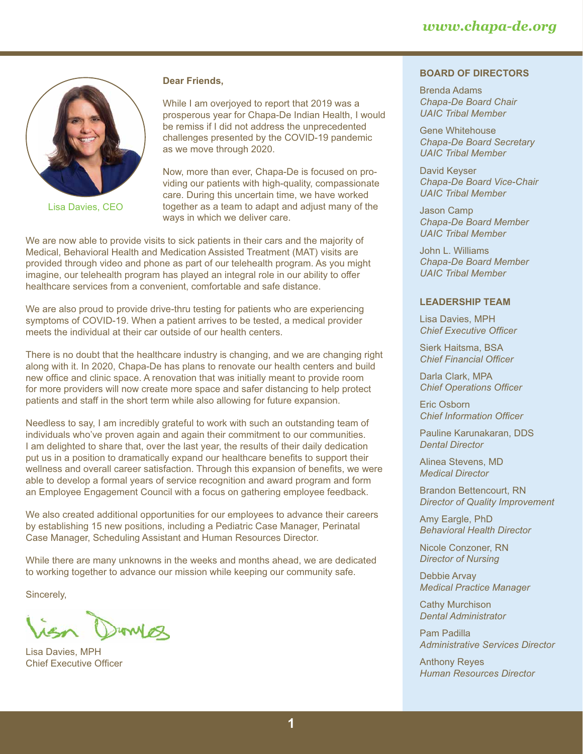www.chapa-de.org

Lisa Davies, CEO

**Dear Friends,**

While I am overjoyed to report that 2019 was a prosperous year for Chapa-De Indian Health, I would be remiss if I did not address the unprecedented challenges presented by the COVID-19 pandemic as we move through 2020.

Now, more than ever, Chapa-De is focused on providing our patients with high-quality, compassionate care. During this uncertain time, we have worked together as a team to adapt and adjust many of the ways in which we deliver care.

We are now able to provide visits to sick patients in their cars and the majority of Medical, Behavioral Health and Medication Assisted Treatment (MAT) visits are provided through video and phone as part of our telehealth program. As you might imagine, our telehealth program has played an integral role in our ability to offer healthcare services from a convenient, comfortable and safe distance.

We are also proud to provide drive-thru testing for patients who are experiencing symptoms of COVID-19. When a patient arrives to be tested, a medical provider meets the individual at their car outside of our health centers.

There is no doubt that the healthcare industry is changing, and we are changing right along with it. In 2020, Chapa-De has plans to renovate our health centers and build new office and clinic space. A renovation that was initially meant to provide room for more providers will now create more space and safer distancing to help protect patients and staff in the short term while also allowing for future expansion.

Needless to say, I am incredibly grateful to work with such an outstanding team of individuals who've proven again and again their commitment to our communities. I am delighted to share that, over the last year, the results of their daily dedication put us in a position to dramatically expand our healthcare benefits to support their wellness and overall career satisfaction. Through this expansion of benefits, we were able to develop a formal years of service recognition and award program and form an Employee Engagement Council with a focus on gathering employee feedback.

We also created additional opportunities for our employees to advance their careers by establishing 15 new positions, including a Pediatric Case Manager, Perinatal Case Manager, Scheduling Assistant and Human Resources Director.

While there are many unknowns in the weeks and months ahead, we are dedicated to working together to advance our mission while keeping our community safe.

Sincerely,

Lisa Davies, MPH
Chief Executive Officer

### BOARD OF DIRECTORS

Brenda Adams
*Chapa-De Board Chair*
*UAIC Tribal Member*

Gene Whitehouse
*Chapa-De Board Secretary*
*UAIC Tribal Member*

David Keyser
*Chapa-De Board Vice-Chair*
*UAIC Tribal Member*

Jason Camp
*Chapa-De Board Member*
*UAIC Tribal Member*

John L. Williams
*Chapa-De Board Member*
*UAIC Tribal Member*

### LEADERSHIP TEAM

Lisa Davies, MPH
*Chief Executive Officer*

Sierk Haitsma, BSA
*Chief Financial Officer*

Darla Clark, MPA
*Chief Operations Officer*

Eric Osborn
*Chief Information Officer*

Pauline Karunakaran, DDS
*Dental Director*

Alinea Stevens, MD
*Medical Director*

Brandon Bettencourt, RN
*Director of Quality Improvement*

Amy Eargle, PhD
*Behavioral Health Director*

Nicole Conzoner, RN
*Director of Nursing*

Debbie Arvay
*Medical Practice Manager*

Cathy Murchison
*Dental Administrator*

Pam Padilla
*Administrative Services Director*

Anthony Reyes
*Human Resources Director*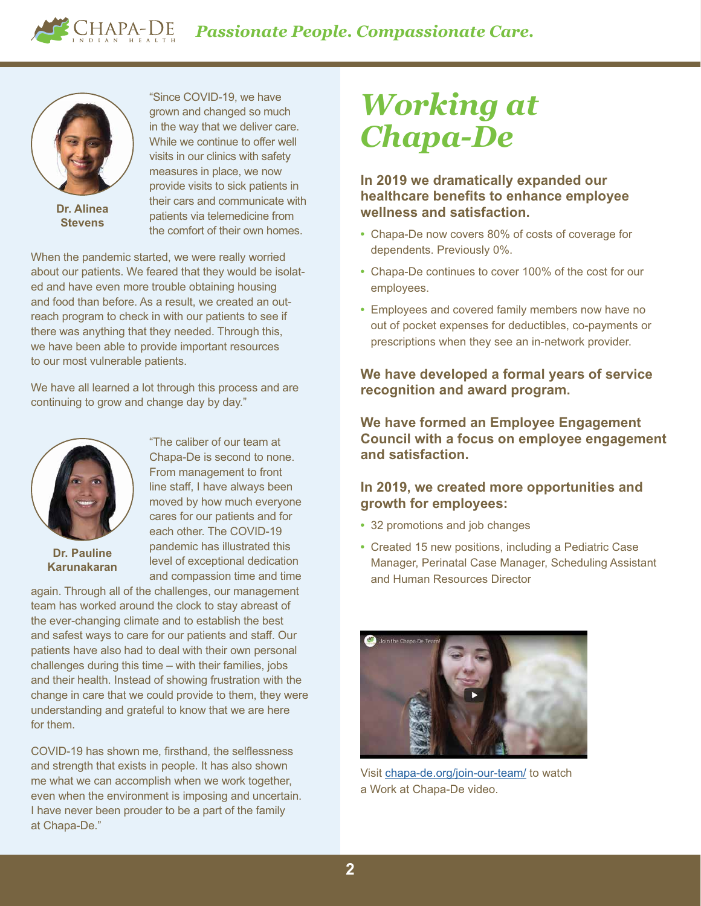"Since COVID-19, we have grown and changed so much in the way that we deliver care. While we continue to offer well visits in our clinics with safety measures in place, we now provide visits to sick patients in their cars and communicate with patients via telemedicine from the comfort of their own homes.

When the pandemic started, we were really worried about our patients. We feared that they would be isolated and have even more trouble obtaining housing and food than before. As a result, we created an outreach program to check in with our patients to see if there was anything that they needed. Through this, we have been able to provide important resources to our most vulnerable patients.

We have all learned a lot through this process and are continuing to grow and change day by day."

**Dr. Alinea Stevens**

"The caliber of our team at Chapa-De is second to none. From management to front line staff, I have always been moved by how much everyone cares for our patients and for each other. The COVID-19 pandemic has illustrated this level of exceptional dedication and compassion time and time again. Through all of the challenges, our management team has worked around the clock to stay abreast of the ever-changing climate and to establish the best and safest ways to care for our patients and staff. Our patients have also had to deal with their own personal challenges during this time – with their families, jobs and their health. Instead of showing frustration with the change in care that we could provide to them, they were understanding and grateful to know that we are here for them.

COVID-19 has shown me, firsthand, the selflessness and strength that exists in people. It has also shown me what we can accomplish when we work together, even when the environment is imposing and uncertain. I have never been prouder to be a part of the family at Chapa-De."

**Dr. Pauline Karunakaran**

# *Working at Chapa-De*

### In 2019 we dramatically expanded our healthcare benefits to enhance employee wellness and satisfaction.

- Chapa-De now covers 80% of costs of coverage for dependents. Previously 0%.
- Chapa-De continues to cover 100% of the cost for our employees.
- Employees and covered family members now have no out of pocket expenses for deductibles, co-payments or prescriptions when they see an in-network provider.

### We have developed a formal years of service recognition and award program.

### We have formed an Employee Engagement Council with a focus on employee engagement and satisfaction.

### In 2019, we created more opportunities and growth for employees:

- 32 promotions and job changes
- Created 15 new positions, including a Pediatric Case Manager, Perinatal Case Manager, Scheduling Assistant and Human Resources Director

Visit chapa-de.org/join-our-team/ to watch a Work at Chapa-De video.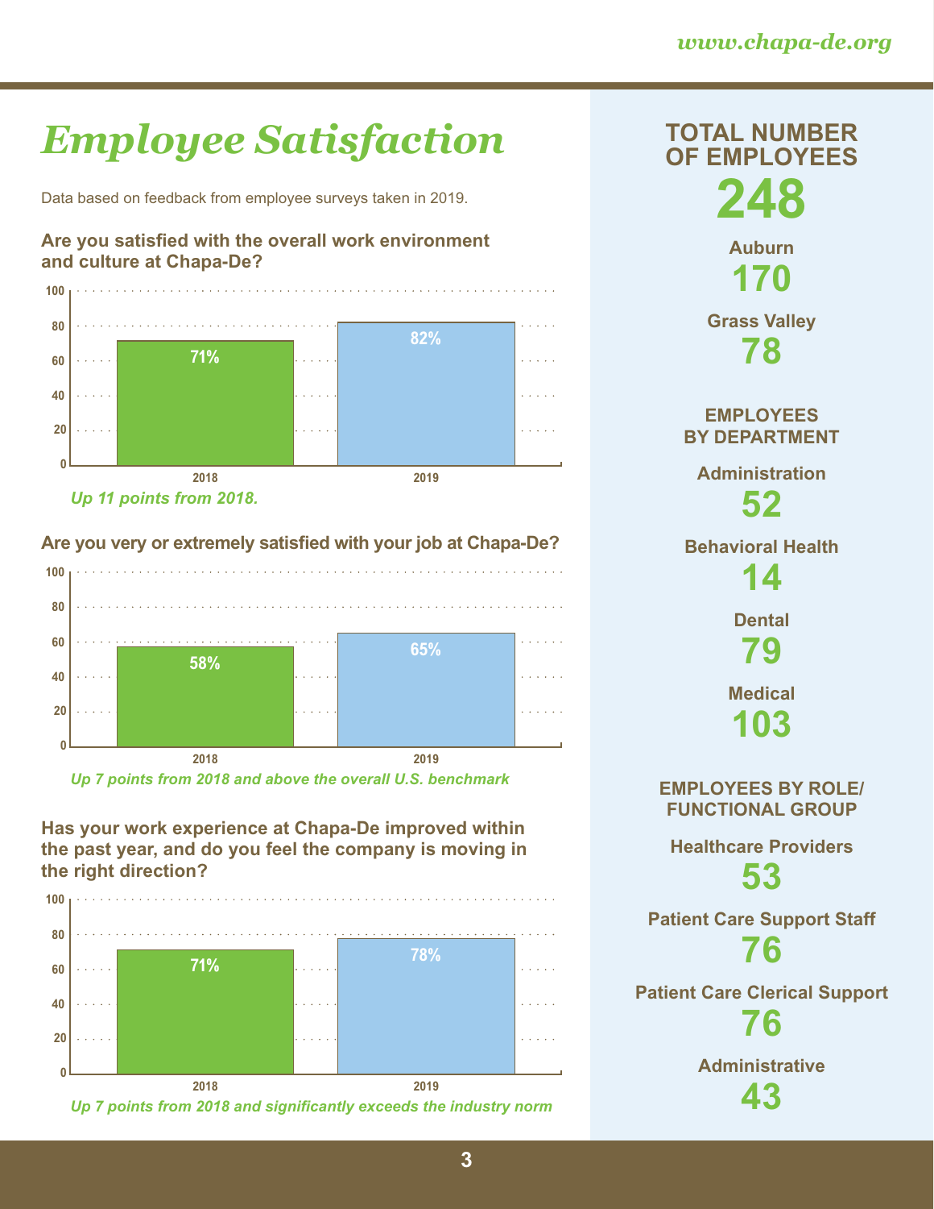# Employee Satisfaction

Data based on feedback from employee surveys taken in 2019.

**Are you satisfied with the overall work environment and culture at Chapa-De?**

| Year | Percentage |
|---|---|
| 2018 | 71% |
| 2019 | 82% |

*Up 11 points from 2018.*

**Are you very or extremely satisfied with your job at Chapa-De?**

| Year | Percentage |
|---|---|
| 2018 | 58% |
| 2019 | 65% |

*Up 7 points from 2018 and above the overall U.S. benchmark*

**Has your work experience at Chapa-De improved within the past year, and do you feel the company is moving in the right direction?**

| Year | Percentage |
|---|---|
| 2018 | 71% |
| 2019 | 78% |

*Up 7 points from 2018 and significantly exceeds the industry norm*

## TOTAL NUMBER OF EMPLOYEES

**248**

**Auburn**
**170**

**Grass Valley**
**78**

### EMPLOYEES BY DEPARTMENT

**Administration**
**52**

**Behavioral Health**
**14**

**Dental**
**79**

**Medical**
**103**

### EMPLOYEES BY ROLE/ FUNCTIONAL GROUP

**Healthcare Providers**
**53**

**Patient Care Support Staff**
**76**

**Patient Care Clerical Support**
**76**

**Administrative**
**43**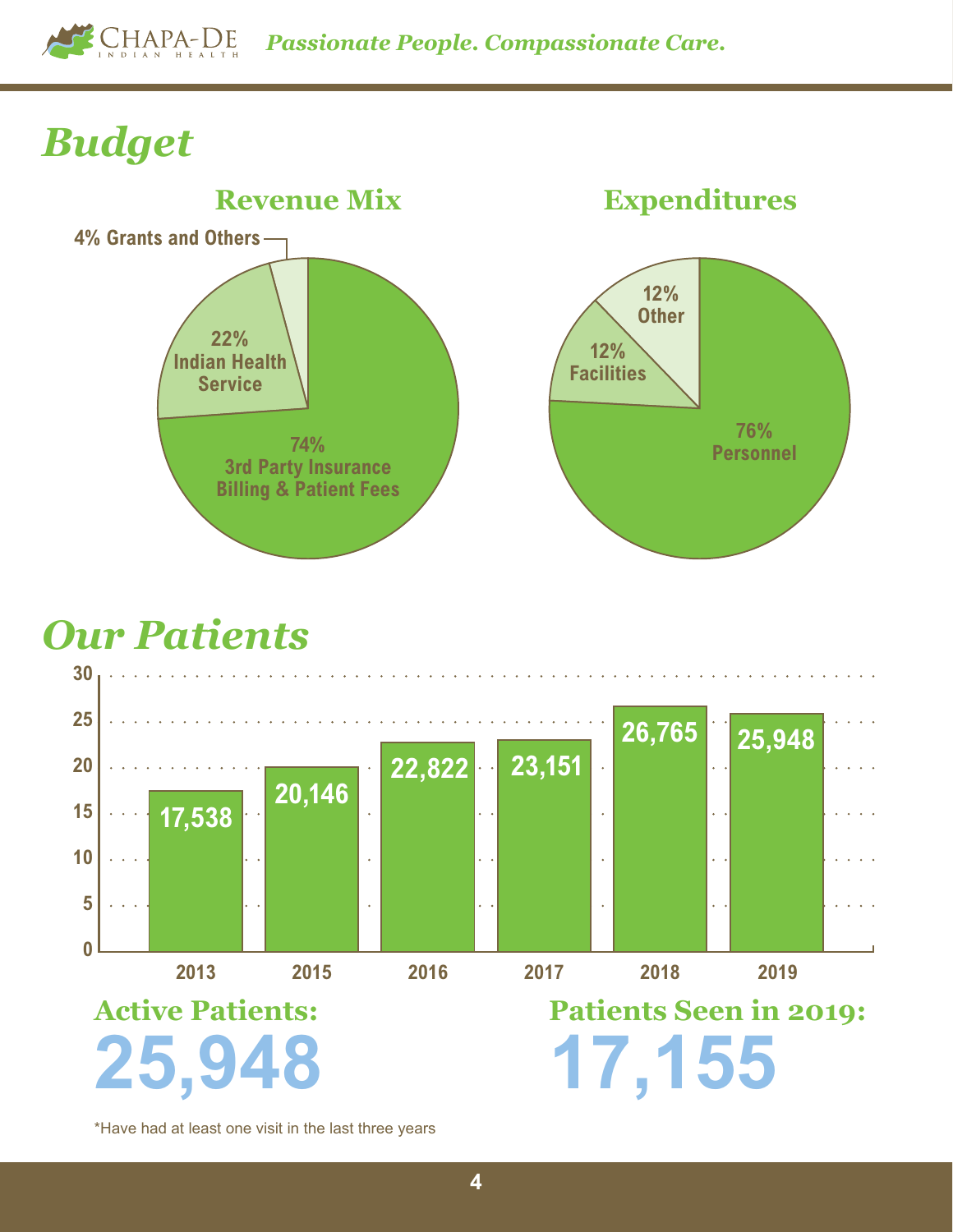# Budget

## Revenue Mix

- 74% 3rd Party Insurance Billing & Patient Fees
- 22% Indian Health Service
- 4% Grants and Others

## Expenditures

- 76% Personnel
- 12% Facilities
- 12% Other

# Our Patients

| Year | Patients |
|---|---|
| 2013 | 17,538 |
| 2015 | 20,146 |
| 2016 | 22,822 |
| 2017 | 23,151 |
| 2018 | 26,765 |
| 2019 | 25,948 |

## Active Patients: 25,948

## Patients Seen in 2019: 17,155

*Have had at least one visit in the last three years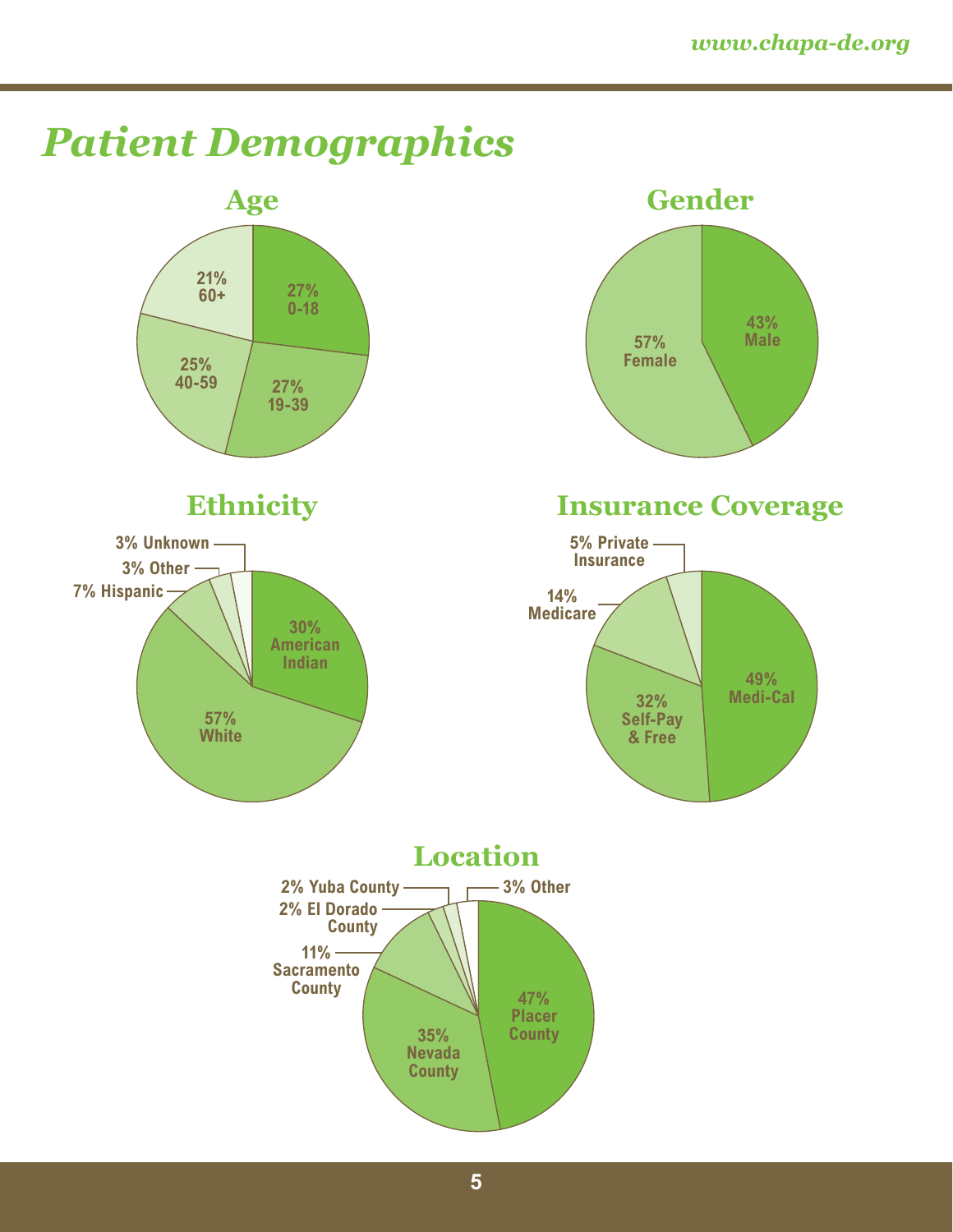# Patient Demographics

## Age

- 27% 0-18
- 27% 19-39
- 25% 40-59
- 21% 60+

## Gender

- 43% Male
- 57% Female

## Ethnicity

- 30% American Indian
- 57% White
- 7% Hispanic
- 3% Other
- 3% Unknown

## Insurance Coverage

- 49% Medi-Cal
- 32% Self-Pay & Free
- 14% Medicare
- 5% Private Insurance

## Location

- 47% Placer County
- 35% Nevada County
- 11% Sacramento County
- 2% El Dorado County
- 2% Yuba County
- 3% Other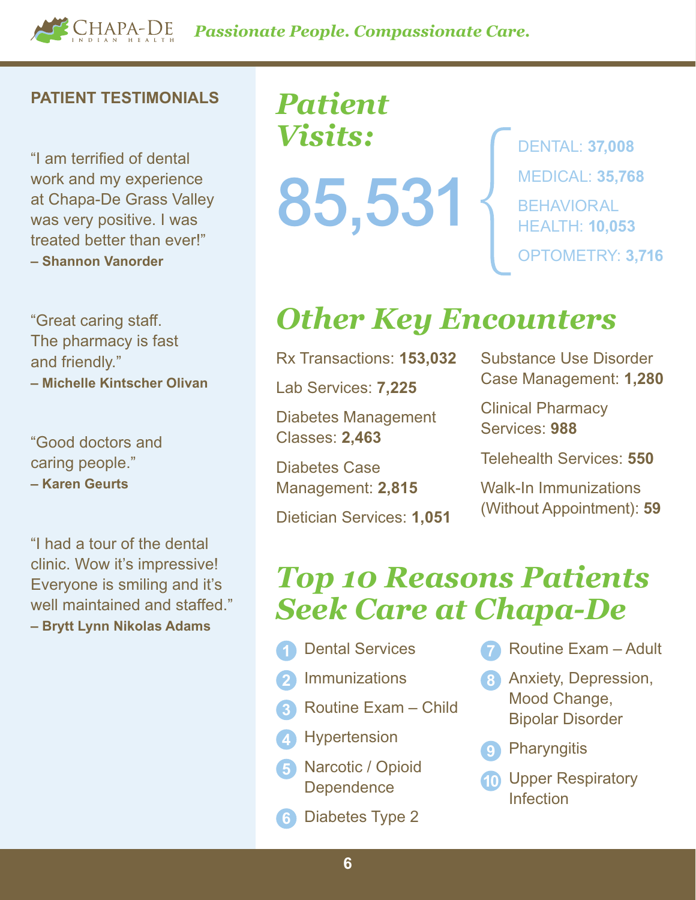## PATIENT TESTIMONIALS

"I am terrified of dental work and my experience at Chapa-De Grass Valley was very positive. I was treated better than ever!"
**– Shannon Vanorder**

"Great caring staff. The pharmacy is fast and friendly."
**– Michelle Kintscher Olivan**

"Good doctors and caring people."
**– Karen Geurts**

"I had a tour of the dental clinic. Wow it's impressive! Everyone is smiling and it's well maintained and staffed."
**– Brytt Lynn Nikolas Adams**

# *Patient Visits:*

# 85,531

- DENTAL: **37,008**
- MEDICAL: **35,768**
- BEHAVIORAL HEALTH: **10,053**
- OPTOMETRY: **3,716**

## *Other Key Encounters*

- Rx Transactions: **153,032**
- Lab Services: **7,225**
- Diabetes Management Classes: **2,463**
- Diabetes Case Management: **2,815**
- Dietician Services: **1,051**
- Substance Use Disorder Case Management: **1,280**
- Clinical Pharmacy Services: **988**
- Telehealth Services: **550**
- Walk-In Immunizations (Without Appointment): **59**

## *Top 10 Reasons Patients Seek Care at Chapa-De*

1. Dental Services
2. Immunizations
3. Routine Exam – Child
4. Hypertension
5. Narcotic / Opioid Dependence
6. Diabetes Type 2
7. Routine Exam – Adult
8. Anxiety, Depression, Mood Change, Bipolar Disorder
9. Pharyngitis
10. Upper Respiratory Infection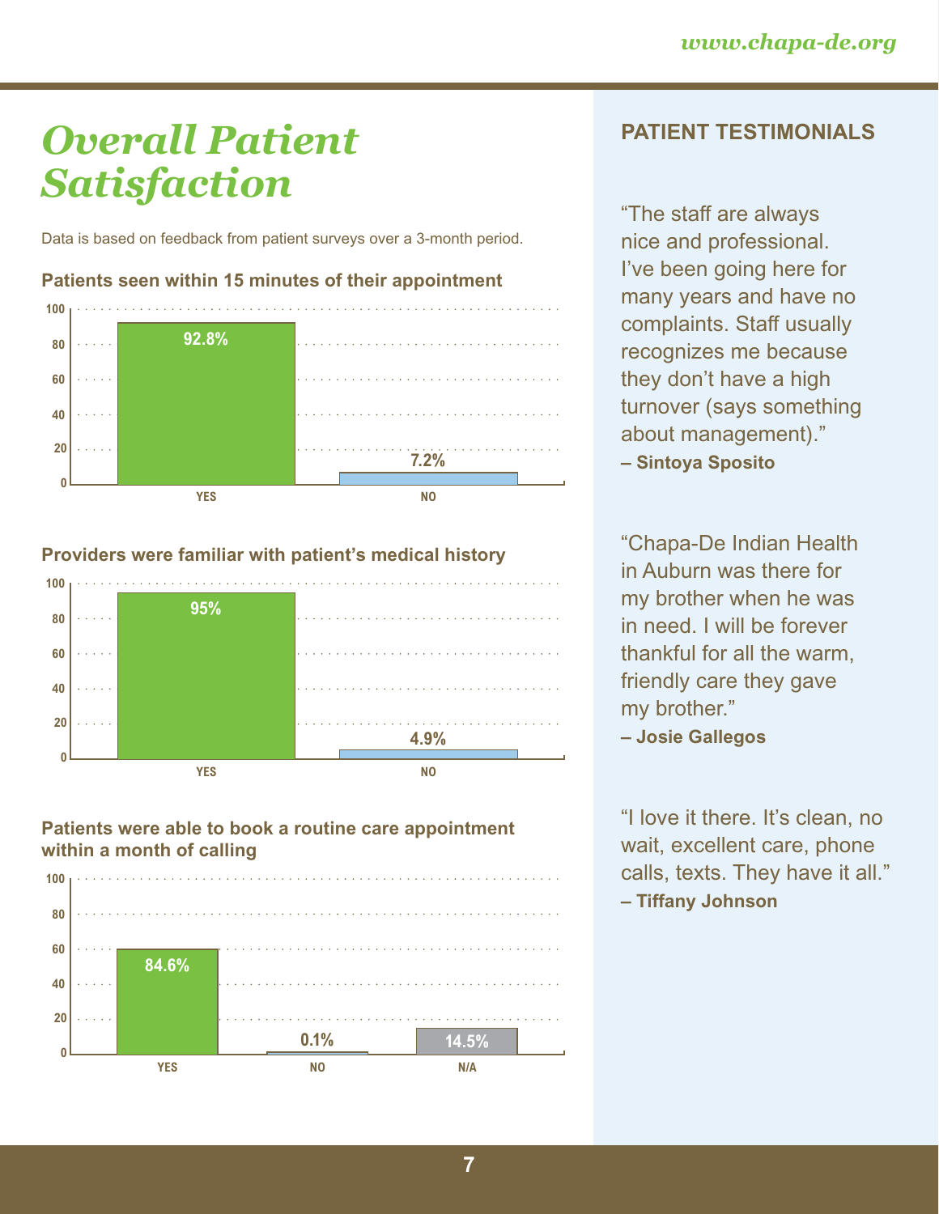# Overall Patient Satisfaction

Data is based on feedback from patient surveys over a 3-month period.

**Patients seen within 15 minutes of their appointment**

| | Percentage |
|---|---|
| YES | 92.8% |
| NO | 7.2% |

**Providers were familiar with patient's medical history**

| | Percentage |
|---|---|
| YES | 95% |
| NO | 4.9% |

**Patients were able to book a routine care appointment within a month of calling**

| | Percentage |
|---|---|
| YES | 84.6% |
| NO | 0.1% |
| N/A | 14.5% |

## PATIENT TESTIMONIALS

"The staff are always nice and professional. I've been going here for many years and have no complaints. Staff usually recognizes me because they don't have a high turnover (says something about management)."
**– Sintoya Sposito**

"Chapa-De Indian Health in Auburn was there for my brother when he was in need. I will be forever thankful for all the warm, friendly care they gave my brother."
**– Josie Gallegos**

"I love it there. It's clean, no wait, excellent care, phone calls, texts. They have it all."
**– Tiffany Johnson**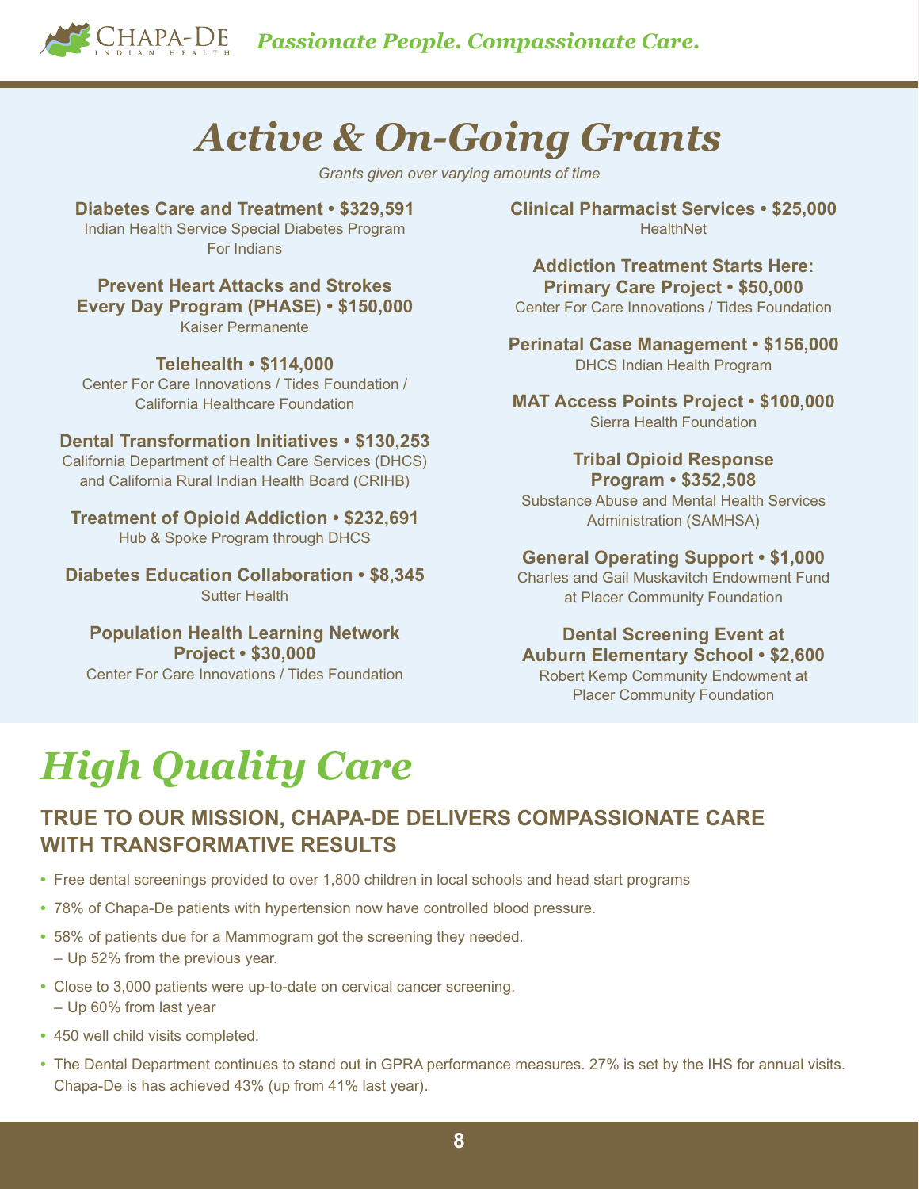# *Active & On-Going Grants*

*Grants given over varying amounts of time*

**Diabetes Care and Treatment • $329,591**
Indian Health Service Special Diabetes Program For Indians

**Prevent Heart Attacks and Strokes Every Day Program (PHASE) • $150,000**
Kaiser Permanente

**Telehealth • $114,000**
Center For Care Innovations / Tides Foundation / California Healthcare Foundation

**Dental Transformation Initiatives • $130,253**
California Department of Health Care Services (DHCS) and California Rural Indian Health Board (CRIHB)

**Treatment of Opioid Addiction • $232,691**
Hub & Spoke Program through DHCS

**Diabetes Education Collaboration • $8,345**
Sutter Health

**Population Health Learning Network Project • $30,000**
Center For Care Innovations / Tides Foundation

**Clinical Pharmacist Services • $25,000**
HealthNet

**Addiction Treatment Starts Here: Primary Care Project • $50,000**
Center For Care Innovations / Tides Foundation

**Perinatal Case Management • $156,000**
DHCS Indian Health Program

**MAT Access Points Project • $100,000**
Sierra Health Foundation

**Tribal Opioid Response Program • $352,508**
Substance Abuse and Mental Health Services Administration (SAMHSA)

**General Operating Support • $1,000**
Charles and Gail Muskavitch Endowment Fund at Placer Community Foundation

**Dental Screening Event at Auburn Elementary School • $2,600**
Robert Kemp Community Endowment at Placer Community Foundation

# *High Quality Care*

## TRUE TO OUR MISSION, CHAPA-DE DELIVERS COMPASSIONATE CARE WITH TRANSFORMATIVE RESULTS

- Free dental screenings provided to over 1,800 children in local schools and head start programs
- 78% of Chapa-De patients with hypertension now have controlled blood pressure.
- 58% of patients due for a Mammogram got the screening they needed.
  – Up 52% from the previous year.
- Close to 3,000 patients were up-to-date on cervical cancer screening.
  – Up 60% from last year
- 450 well child visits completed.
- The Dental Department continues to stand out in GPRA performance measures. 27% is set by the IHS for annual visits. Chapa-De is has achieved 43% (up from 41% last year).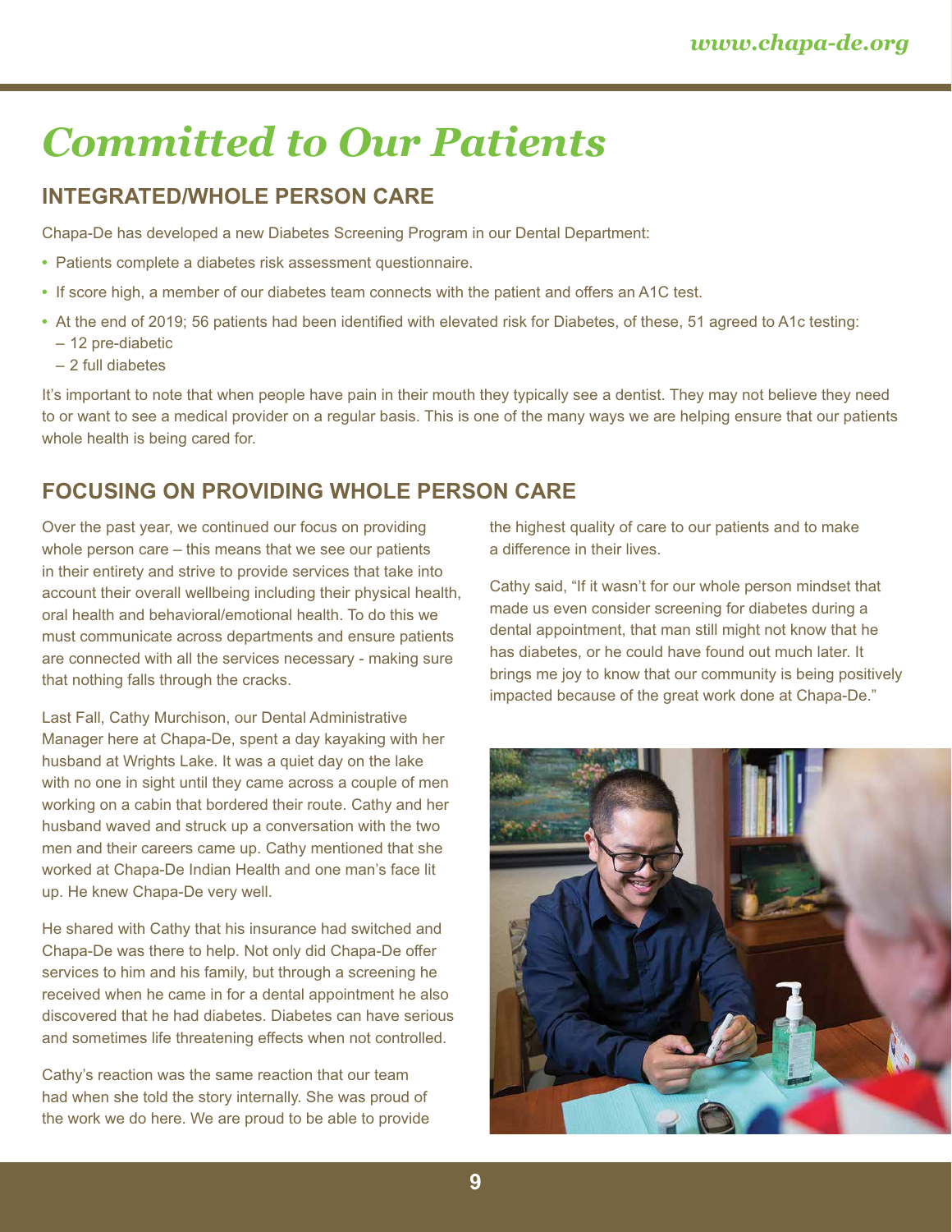# *Committed to Our Patients*

## INTEGRATED/WHOLE PERSON CARE

Chapa-De has developed a new Diabetes Screening Program in our Dental Department:

- Patients complete a diabetes risk assessment questionnaire.
- If score high, a member of our diabetes team connects with the patient and offers an A1C test.
- At the end of 2019; 56 patients had been identified with elevated risk for Diabetes, of these, 51 agreed to A1c testing:
  - 12 pre-diabetic
  - 2 full diabetes

It's important to note that when people have pain in their mouth they typically see a dentist. They may not believe they need to or want to see a medical provider on a regular basis. This is one of the many ways we are helping ensure that our patients whole health is being cared for.

## FOCUSING ON PROVIDING WHOLE PERSON CARE

Over the past year, we continued our focus on providing whole person care – this means that we see our patients in their entirety and strive to provide services that take into account their overall wellbeing including their physical health, oral health and behavioral/emotional health. To do this we must communicate across departments and ensure patients are connected with all the services necessary - making sure that nothing falls through the cracks.

Last Fall, Cathy Murchison, our Dental Administrative Manager here at Chapa-De, spent a day kayaking with her husband at Wrights Lake. It was a quiet day on the lake with no one in sight until they came across a couple of men working on a cabin that bordered their route. Cathy and her husband waved and struck up a conversation with the two men and their careers came up. Cathy mentioned that she worked at Chapa-De Indian Health and one man's face lit up. He knew Chapa-De very well.

He shared with Cathy that his insurance had switched and Chapa-De was there to help. Not only did Chapa-De offer services to him and his family, but through a screening he received when he came in for a dental appointment he also discovered that he had diabetes. Diabetes can have serious and sometimes life threatening effects when not controlled.

Cathy's reaction was the same reaction that our team had when she told the story internally. She was proud of the work we do here. We are proud to be able to provide the highest quality of care to our patients and to make a difference in their lives.

Cathy said, "If it wasn't for our whole person mindset that made us even consider screening for diabetes during a dental appointment, that man still might not know that he has diabetes, or he could have found out much later. It brings me joy to know that our community is being positively impacted because of the great work done at Chapa-De."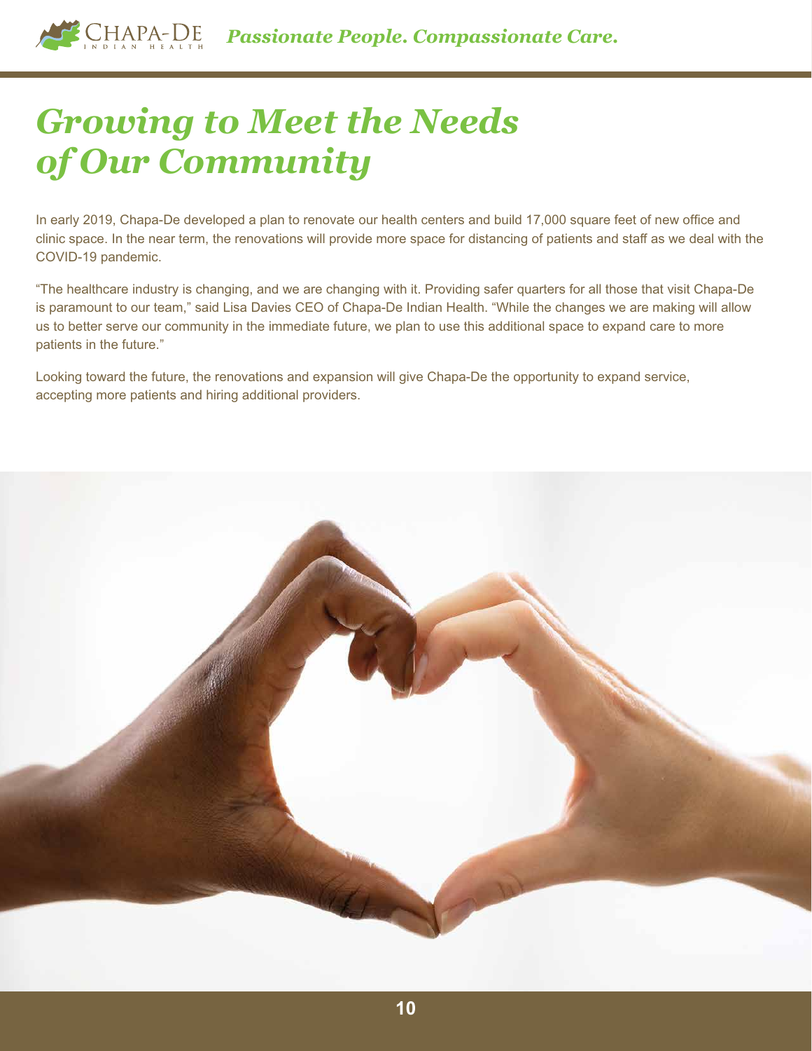# *Growing to Meet the Needs of Our Community*

In early 2019, Chapa-De developed a plan to renovate our health centers and build 17,000 square feet of new office and clinic space. In the near term, the renovations will provide more space for distancing of patients and staff as we deal with the COVID-19 pandemic.

"The healthcare industry is changing, and we are changing with it. Providing safer quarters for all those that visit Chapa-De is paramount to our team," said Lisa Davies CEO of Chapa-De Indian Health. "While the changes we are making will allow us to better serve our community in the immediate future, we plan to use this additional space to expand care to more patients in the future."

Looking toward the future, the renovations and expansion will give Chapa-De the opportunity to expand service, accepting more patients and hiring additional providers.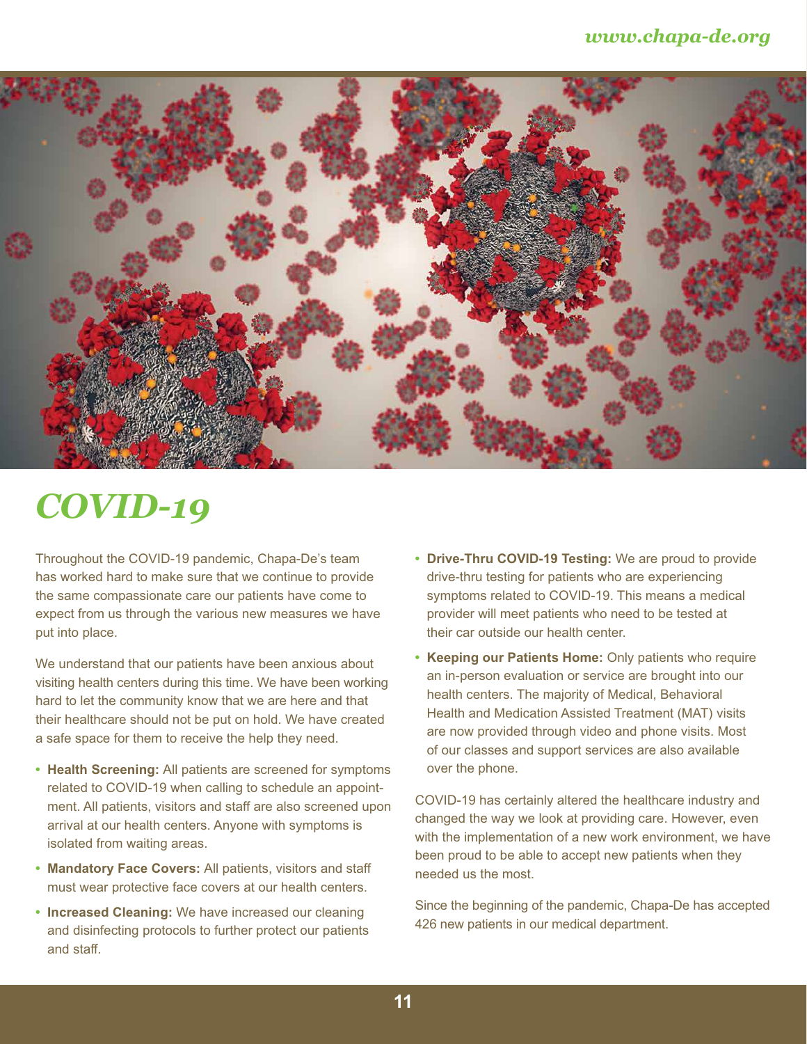# *COVID-19*

Throughout the COVID-19 pandemic, Chapa-De's team has worked hard to make sure that we continue to provide the same compassionate care our patients have come to expect from us through the various new measures we have put into place.

We understand that our patients have been anxious about visiting health centers during this time. We have been working hard to let the community know that we are here and that their healthcare should not be put on hold. We have created a safe space for them to receive the help they need.

- **Health Screening:** All patients are screened for symptoms related to COVID-19 when calling to schedule an appointment. All patients, visitors and staff are also screened upon arrival at our health centers. Anyone with symptoms is isolated from waiting areas.
- **Mandatory Face Covers:** All patients, visitors and staff must wear protective face covers at our health centers.
- **Increased Cleaning:** We have increased our cleaning and disinfecting protocols to further protect our patients and staff.
- **Drive-Thru COVID-19 Testing:** We are proud to provide drive-thru testing for patients who are experiencing symptoms related to COVID-19. This means a medical provider will meet patients who need to be tested at their car outside our health center.
- **Keeping our Patients Home:** Only patients who require an in-person evaluation or service are brought into our health centers. The majority of Medical, Behavioral Health and Medication Assisted Treatment (MAT) visits are now provided through video and phone visits. Most of our classes and support services are also available over the phone.

COVID-19 has certainly altered the healthcare industry and changed the way we look at providing care. However, even with the implementation of a new work environment, we have been proud to be able to accept new patients when they needed us the most.

Since the beginning of the pandemic, Chapa-De has accepted 426 new patients in our medical department.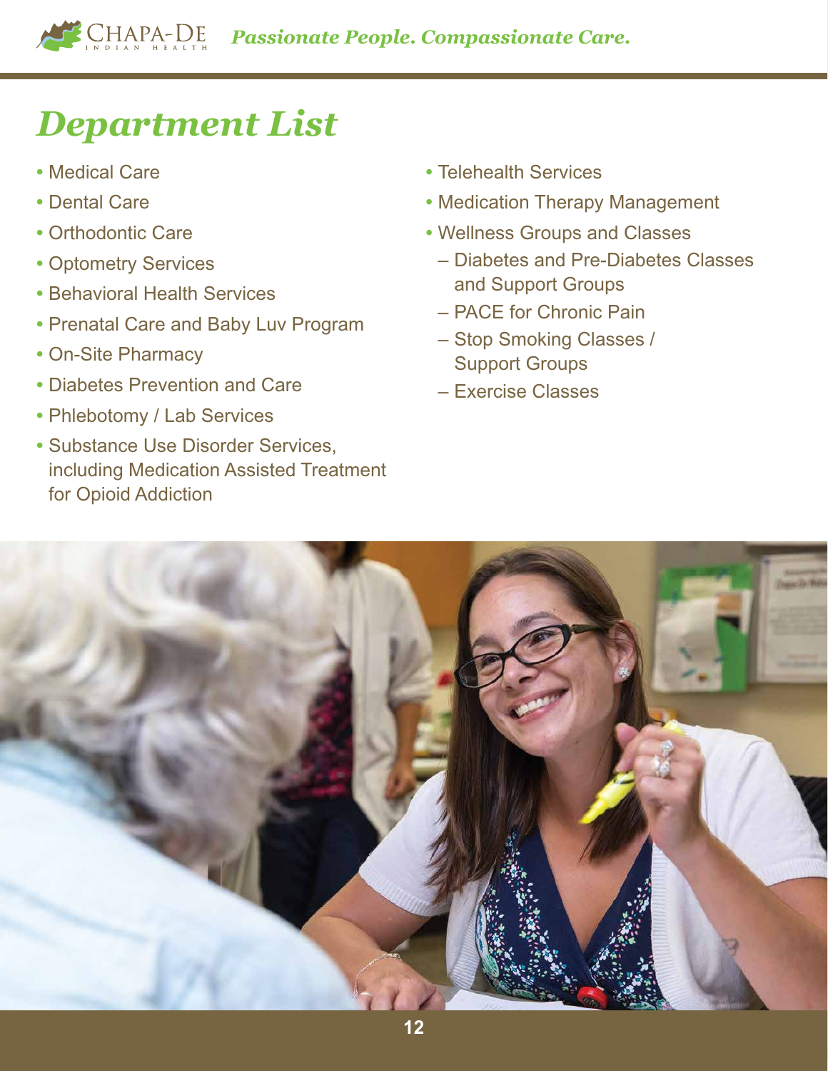# Department List

- Medical Care
- Dental Care
- Orthodontic Care
- Optometry Services
- Behavioral Health Services
- Prenatal Care and Baby Luv Program
- On-Site Pharmacy
- Diabetes Prevention and Care
- Phlebotomy / Lab Services
- Substance Use Disorder Services, including Medication Assisted Treatment for Opioid Addiction
- Telehealth Services
- Medication Therapy Management
- Wellness Groups and Classes
  - Diabetes and Pre-Diabetes Classes and Support Groups
  - PACE for Chronic Pain
  - Stop Smoking Classes / Support Groups
  - Exercise Classes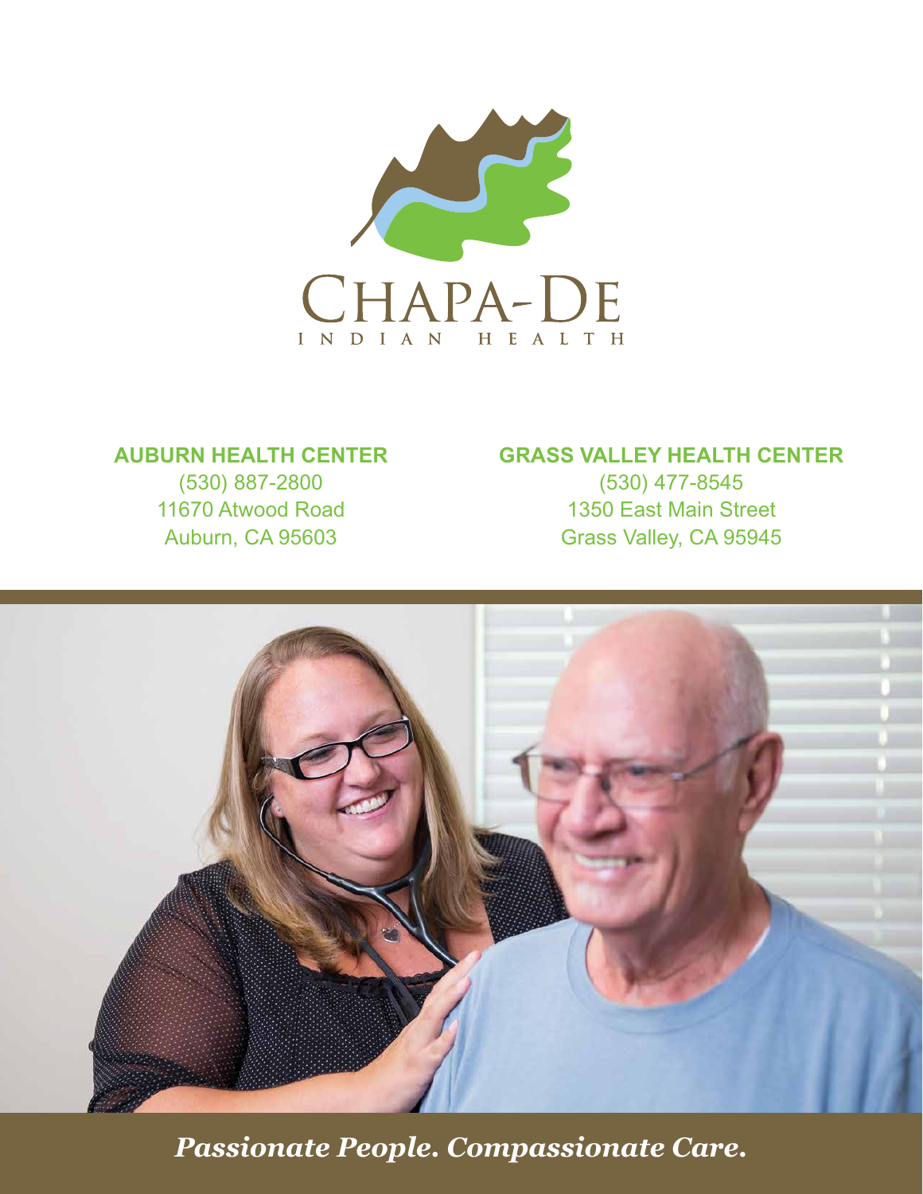# CHAPA-DE

INDIAN HEALTH

**AUBURN HEALTH CENTER**
(530) 887-2800
11670 Atwood Road
Auburn, CA 95603

**GRASS VALLEY HEALTH CENTER**
(530) 477-8545
1350 East Main Street
Grass Valley, CA 95945

***Passionate People. Compassionate Care.***